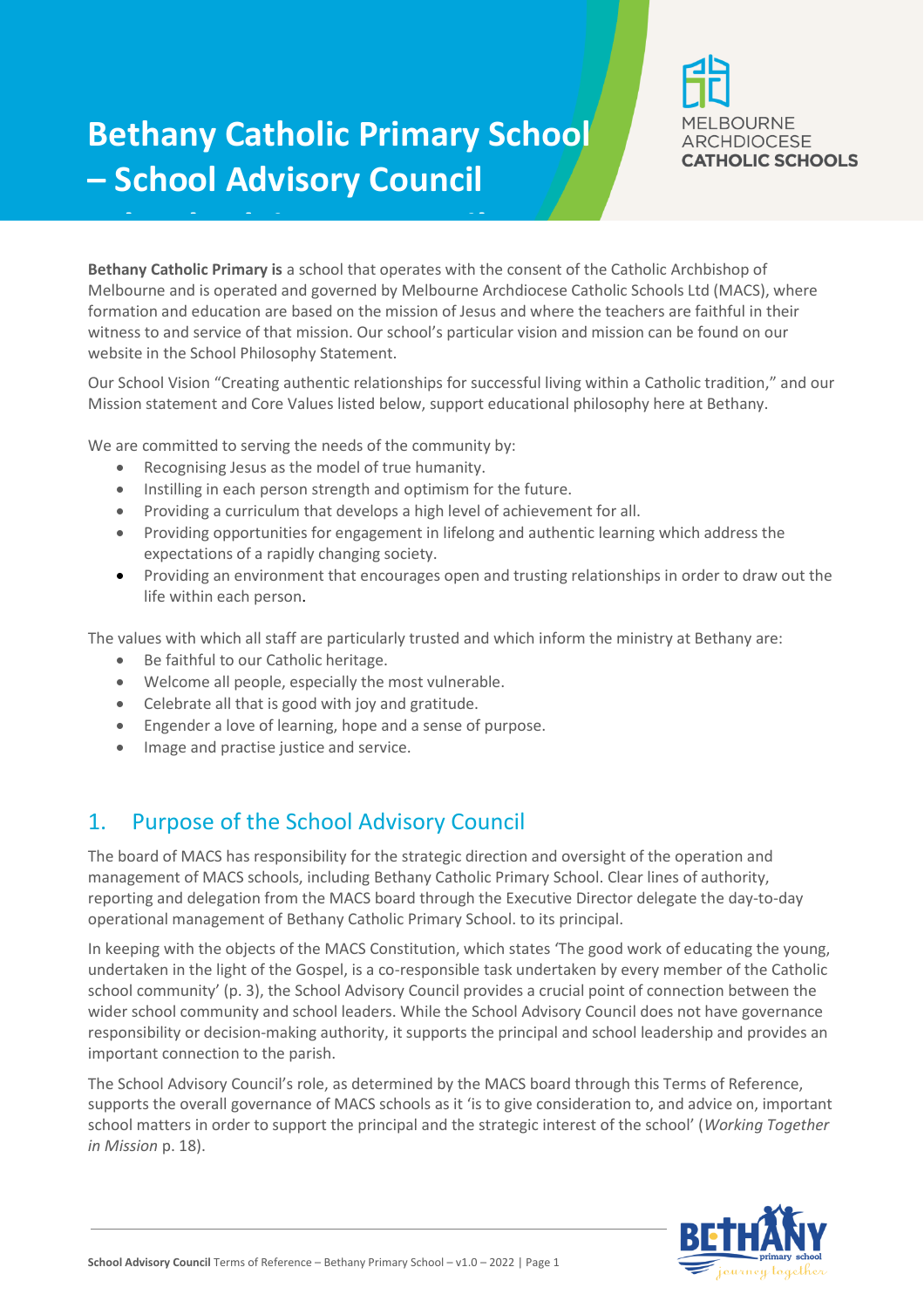# Bethany Catholic Primary School – School Advisory Council

**Bethany Catholic Primary is** a school that operates with the consent of the Catholic Archbishop of Melbourne and is operated and governed by Melbourne Archdiocese Catholic Schools Ltd (MACS), where formation and education are based on the mission of Jesus and where the teachers are faithful in their witness to and service of that mission. Our school's particular vision and mission can be found on our website in the School Philosophy Statement.

Our School Vision "Creating authentic relationships for successful living within a Catholic tradition," and our Mission statement and Core Values listed below, support educational philosophy here at Bethany.

We are committed to serving the needs of the community by:

- Recognising Jesus as the model of true humanity.
- Instilling in each person strength and optimism for the future.
- Providing a curriculum that develops a high level of achievement for all.
- Providing opportunities for engagement in lifelong and authentic learning which address the expectations of a rapidly changing society.
- Providing an environment that encourages open and trusting relationships in order to draw out the life within each person.

The values with which all staff are particularly trusted and which inform the ministry at Bethany are:

- Be faithful to our Catholic heritage.
- Welcome all people, especially the most vulnerable.
- Celebrate all that is good with joy and gratitude.
- Engender a love of learning, hope and a sense of purpose.
- Image and practise justice and service.

## 1. Purpose of the School Advisory Council

The board of MACS has responsibility for the strategic direction and oversight of the operation and management of MACS schools, including Bethany Catholic Primary School. Clear lines of authority, reporting and delegation from the MACS board through the Executive Director delegate the day-to-day operational management of Bethany Catholic Primary School. to its principal.

In keeping with the objects of the MACS Constitution, which states 'The good work of educating the young, undertaken in the light of the Gospel, is a co-responsible task undertaken by every member of the Catholic school community' (p. 3), the School Advisory Council provides a crucial point of connection between the wider school community and school leaders. While the School Advisory Council does not have governance responsibility or decision-making authority, it supports the principal and school leadership and provides an important connection to the parish.

The School Advisory Council's role, as determined by the MACS board through this Terms of Reference, supports the overall governance of MACS schools as it 'is to give consideration to, and advice on, important school matters in order to support the principal and the strategic interest of the school' (*Working Together in Mission* p. 18).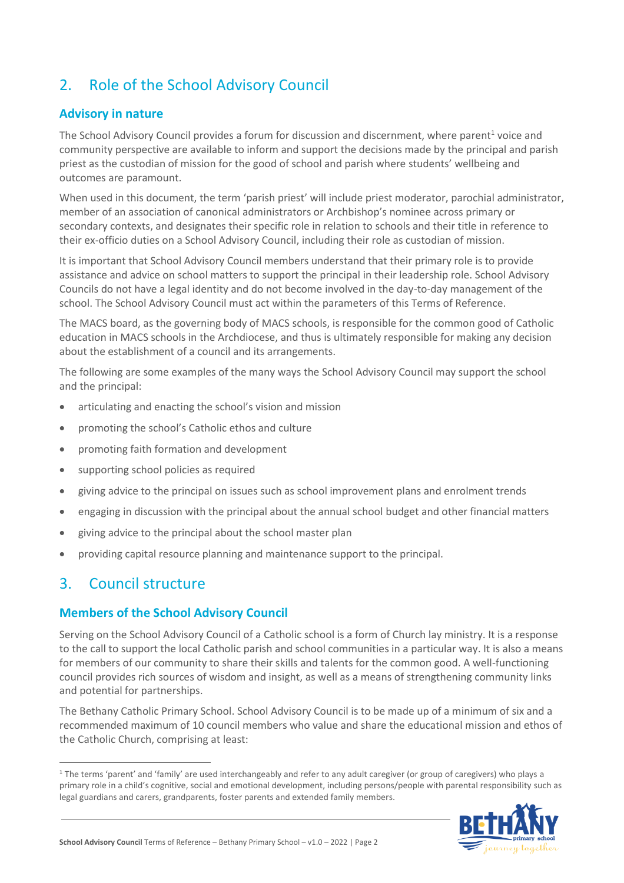## 2. Role of the School Advisory Council

### Advisory in nature

The School Advisory Council provides a forum for discussion and discernment, where parent[1] voice and community perspective are available to inform and support the decisions made by the principal and parish priest as the custodian of mission for the good of school and parish where students' wellbeing and outcomes are paramount.

When used in this document, the term 'parish priest' will include priest moderator, parochial administrator, member of an association of canonical administrators or Archbishop's nominee across primary or secondary contexts, and designates their specific role in relation to schools and their title in reference to their ex-officio duties on a School Advisory Council, including their role as custodian of mission.

It is important that School Advisory Council members understand that their primary role is to provide assistance and advice on school matters to support the principal in their leadership role. School Advisory Councils do not have a legal identity and do not become involved in the day-to-day management of the school. The School Advisory Council must act within the parameters of this Terms of Reference.

The MACS board, as the governing body of MACS schools, is responsible for the common good of Catholic education in MACS schools in the Archdiocese, and thus is ultimately responsible for making any decision about the establishment of a council and its arrangements.

The following are some examples of the many ways the School Advisory Council may support the school and the principal:

- articulating and enacting the school's vision and mission
- promoting the school's Catholic ethos and culture
- promoting faith formation and development
- supporting school policies as required
- giving advice to the principal on issues such as school improvement plans and enrolment trends
- engaging in discussion with the principal about the annual school budget and other financial matters
- giving advice to the principal about the school master plan
- providing capital resource planning and maintenance support to the principal.

## 3. Council structure

### Members of the School Advisory Council

Serving on the School Advisory Council of a Catholic school is a form of Church lay ministry. It is a response to the call to support the local Catholic parish and school communities in a particular way. It is also a means for members of our community to share their skills and talents for the common good. A well-functioning council provides rich sources of wisdom and insight, as well as a means of strengthening community links and potential for partnerships.

The Bethany Catholic Primary School. School Advisory Council is to be made up of a minimum of six and a recommended maximum of 10 council members who value and share the educational mission and ethos of the Catholic Church, comprising at least:

---

[1] The terms 'parent' and 'family' are used interchangeably and refer to any adult caregiver (or group of caregivers) who plays a primary role in a child's cognitive, social and emotional development, including persons/people with parental responsibility such as legal guardians and carers, grandparents, foster parents and extended family members.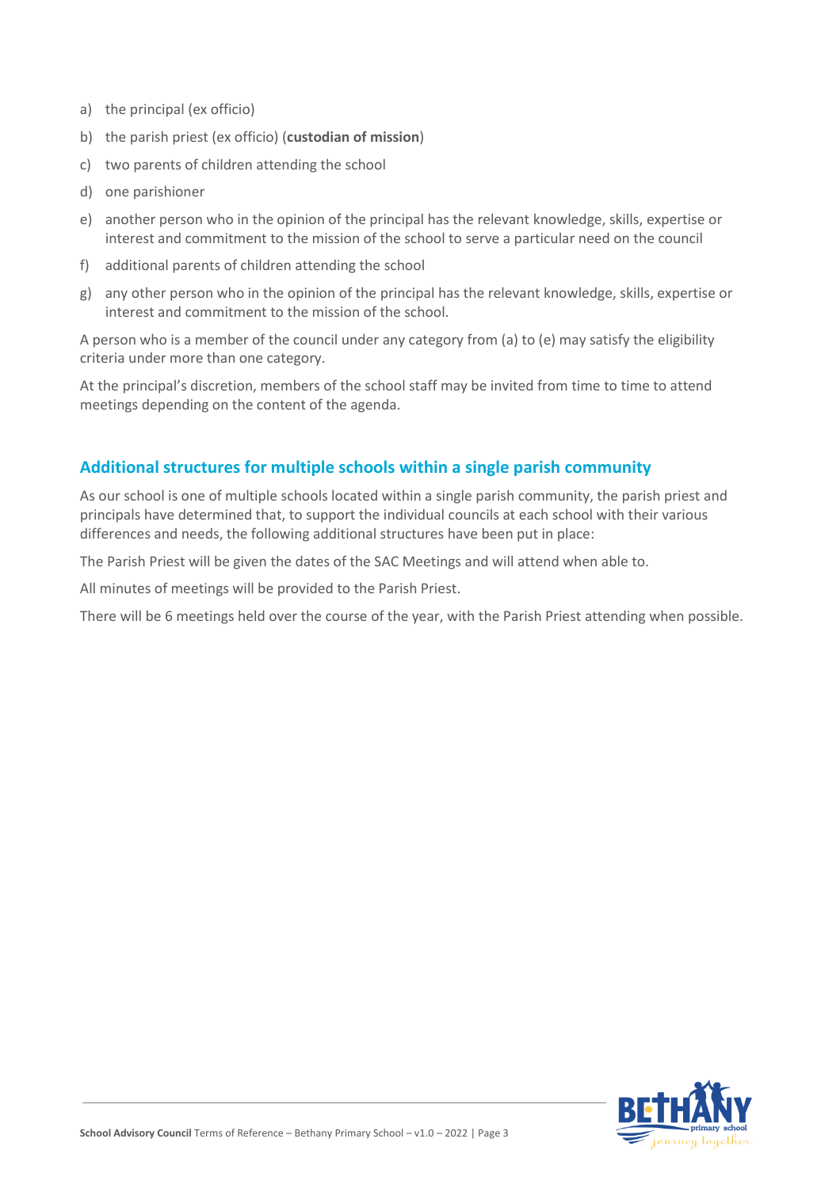a) the principal (ex officio)
b) the parish priest (ex officio) (**custodian of mission**)
c) two parents of children attending the school
d) one parishioner
e) another person who in the opinion of the principal has the relevant knowledge, skills, expertise or interest and commitment to the mission of the school to serve a particular need on the council
f) additional parents of children attending the school
g) any other person who in the opinion of the principal has the relevant knowledge, skills, expertise or interest and commitment to the mission of the school.

A person who is a member of the council under any category from (a) to (e) may satisfy the eligibility criteria under more than one category.

At the principal's discretion, members of the school staff may be invited from time to time to attend meetings depending on the content of the agenda.

## Additional structures for multiple schools within a single parish community

As our school is one of multiple schools located within a single parish community, the parish priest and principals have determined that, to support the individual councils at each school with their various differences and needs, the following additional structures have been put in place:

The Parish Priest will be given the dates of the SAC Meetings and will attend when able to.

All minutes of meetings will be provided to the Parish Priest.

There will be 6 meetings held over the course of the year, with the Parish Priest attending when possible.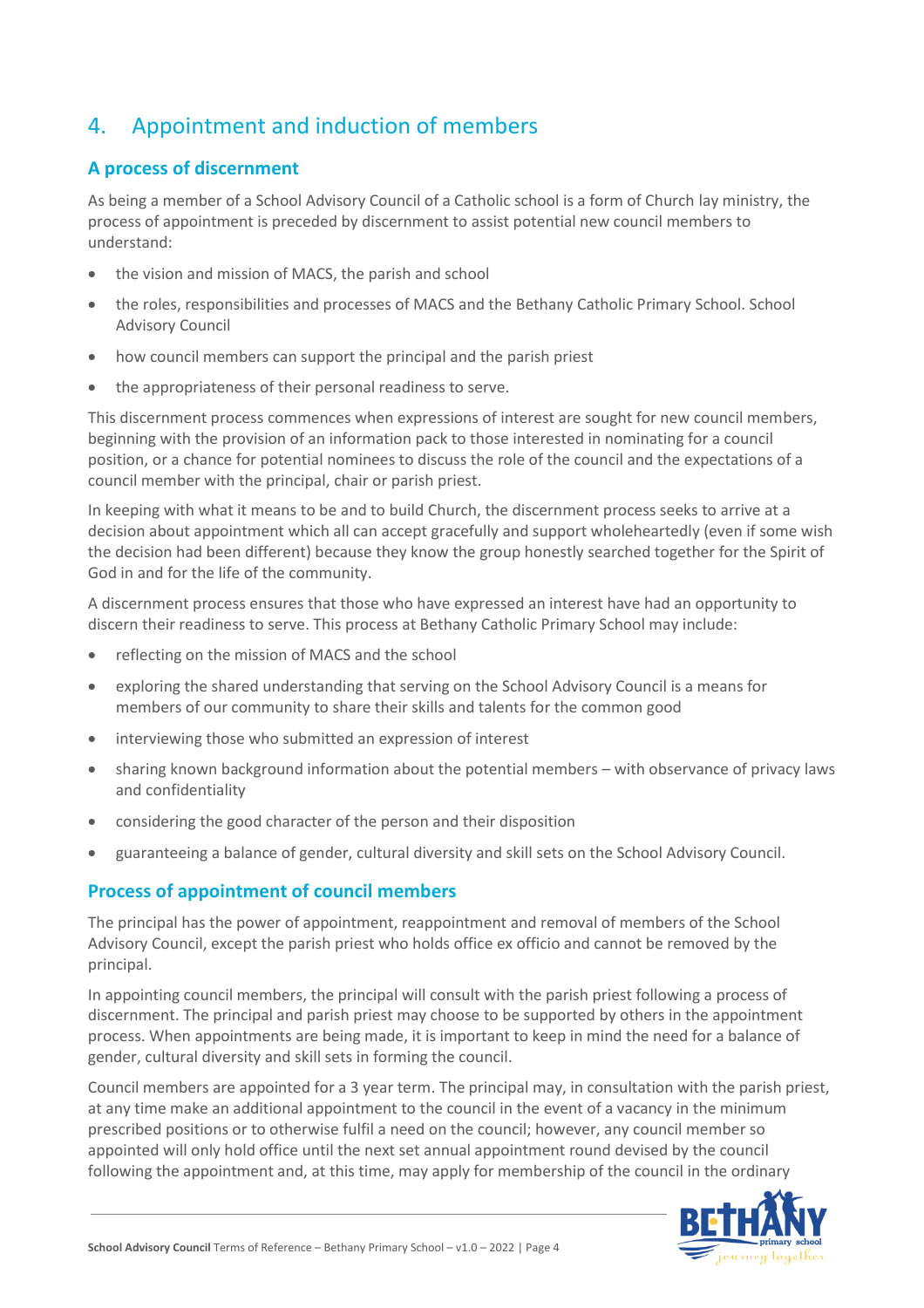## 4. Appointment and induction of members

### A process of discernment

As being a member of a School Advisory Council of a Catholic school is a form of Church lay ministry, the process of appointment is preceded by discernment to assist potential new council members to understand:

- the vision and mission of MACS, the parish and school
- the roles, responsibilities and processes of MACS and the Bethany Catholic Primary School. School Advisory Council
- how council members can support the principal and the parish priest
- the appropriateness of their personal readiness to serve.

This discernment process commences when expressions of interest are sought for new council members, beginning with the provision of an information pack to those interested in nominating for a council position, or a chance for potential nominees to discuss the role of the council and the expectations of a council member with the principal, chair or parish priest.

In keeping with what it means to be and to build Church, the discernment process seeks to arrive at a decision about appointment which all can accept gracefully and support wholeheartedly (even if some wish the decision had been different) because they know the group honestly searched together for the Spirit of God in and for the life of the community.

A discernment process ensures that those who have expressed an interest have had an opportunity to discern their readiness to serve. This process at Bethany Catholic Primary School may include:

- reflecting on the mission of MACS and the school
- exploring the shared understanding that serving on the School Advisory Council is a means for members of our community to share their skills and talents for the common good
- interviewing those who submitted an expression of interest
- sharing known background information about the potential members – with observance of privacy laws and confidentiality
- considering the good character of the person and their disposition
- guaranteeing a balance of gender, cultural diversity and skill sets on the School Advisory Council.

### Process of appointment of council members

The principal has the power of appointment, reappointment and removal of members of the School Advisory Council, except the parish priest who holds office ex officio and cannot be removed by the principal.

In appointing council members, the principal will consult with the parish priest following a process of discernment. The principal and parish priest may choose to be supported by others in the appointment process. When appointments are being made, it is important to keep in mind the need for a balance of gender, cultural diversity and skill sets in forming the council.

Council members are appointed for a 3 year term. The principal may, in consultation with the parish priest, at any time make an additional appointment to the council in the event of a vacancy in the minimum prescribed positions or to otherwise fulfil a need on the council; however, any council member so appointed will only hold office until the next set annual appointment round devised by the council following the appointment and, at this time, may apply for membership of the council in the ordinary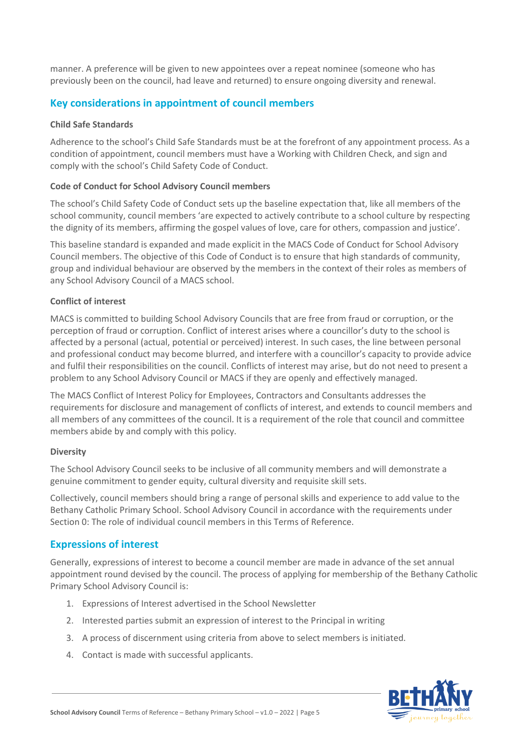manner. A preference will be given to new appointees over a repeat nominee (someone who has previously been on the council, had leave and returned) to ensure ongoing diversity and renewal.

## Key considerations in appointment of council members

### Child Safe Standards

Adherence to the school's Child Safe Standards must be at the forefront of any appointment process. As a condition of appointment, council members must have a Working with Children Check, and sign and comply with the school's Child Safety Code of Conduct.

### Code of Conduct for School Advisory Council members

The school's Child Safety Code of Conduct sets up the baseline expectation that, like all members of the school community, council members 'are expected to actively contribute to a school culture by respecting the dignity of its members, affirming the gospel values of love, care for others, compassion and justice'.

This baseline standard is expanded and made explicit in the MACS Code of Conduct for School Advisory Council members. The objective of this Code of Conduct is to ensure that high standards of community, group and individual behaviour are observed by the members in the context of their roles as members of any School Advisory Council of a MACS school.

### Conflict of interest

MACS is committed to building School Advisory Councils that are free from fraud or corruption, or the perception of fraud or corruption. Conflict of interest arises where a councillor's duty to the school is affected by a personal (actual, potential or perceived) interest. In such cases, the line between personal and professional conduct may become blurred, and interfere with a councillor's capacity to provide advice and fulfil their responsibilities on the council. Conflicts of interest may arise, but do not need to present a problem to any School Advisory Council or MACS if they are openly and effectively managed.

The MACS Conflict of Interest Policy for Employees, Contractors and Consultants addresses the requirements for disclosure and management of conflicts of interest, and extends to council members and all members of any committees of the council. It is a requirement of the role that council and committee members abide by and comply with this policy.

### Diversity

The School Advisory Council seeks to be inclusive of all community members and will demonstrate a genuine commitment to gender equity, cultural diversity and requisite skill sets.

Collectively, council members should bring a range of personal skills and experience to add value to the Bethany Catholic Primary School. School Advisory Council in accordance with the requirements under Section 0: The role of individual council members in this Terms of Reference.

## Expressions of interest

Generally, expressions of interest to become a council member are made in advance of the set annual appointment round devised by the council. The process of applying for membership of the Bethany Catholic Primary School Advisory Council is:

1. Expressions of Interest advertised in the School Newsletter
2. Interested parties submit an expression of interest to the Principal in writing
3. A process of discernment using criteria from above to select members is initiated.
4. Contact is made with successful applicants.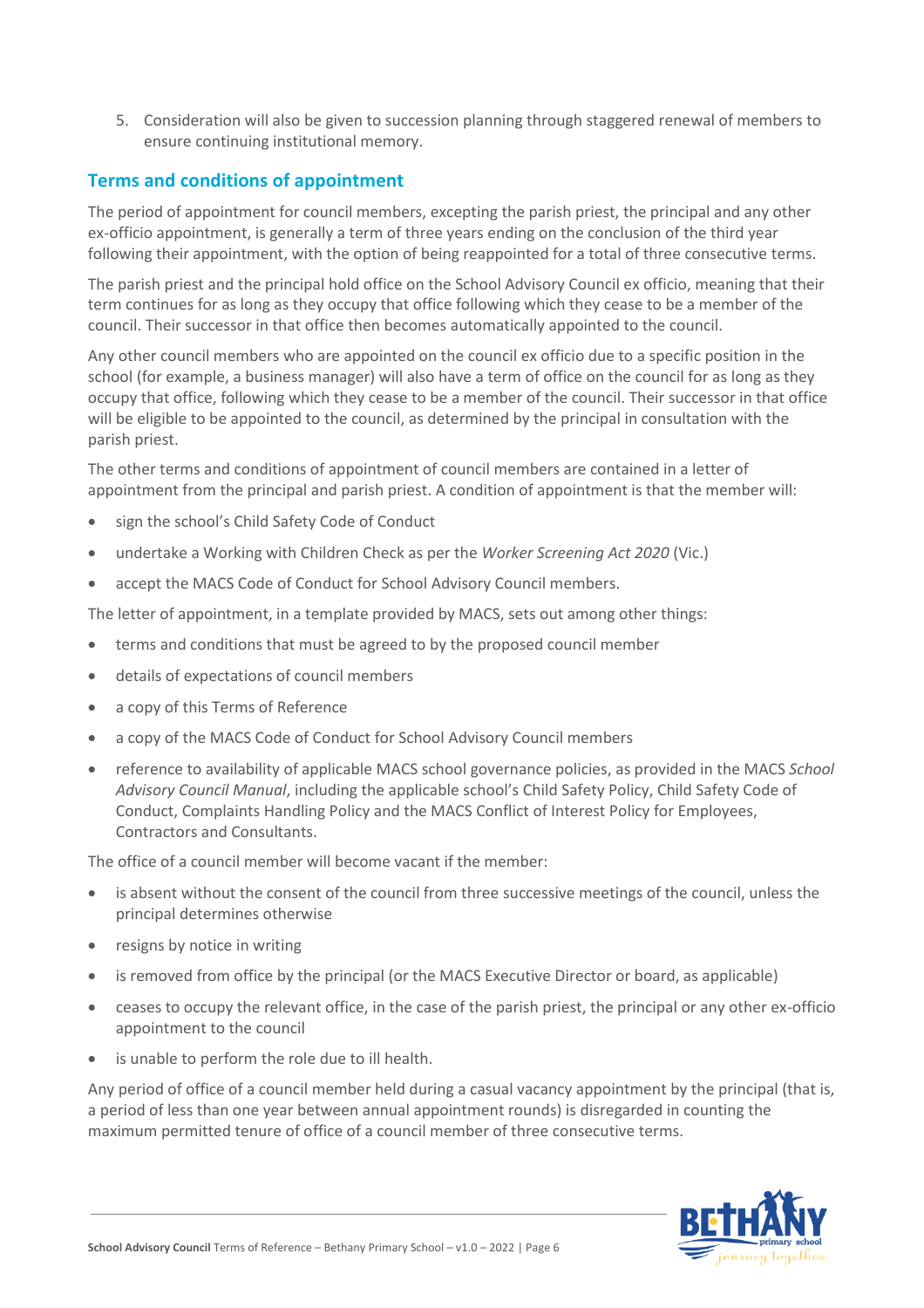5. Consideration will also be given to succession planning through staggered renewal of members to ensure continuing institutional memory.

## Terms and conditions of appointment

The period of appointment for council members, excepting the parish priest, the principal and any other ex-officio appointment, is generally a term of three years ending on the conclusion of the third year following their appointment, with the option of being reappointed for a total of three consecutive terms.

The parish priest and the principal hold office on the School Advisory Council ex officio, meaning that their term continues for as long as they occupy that office following which they cease to be a member of the council. Their successor in that office then becomes automatically appointed to the council.

Any other council members who are appointed on the council ex officio due to a specific position in the school (for example, a business manager) will also have a term of office on the council for as long as they occupy that office, following which they cease to be a member of the council. Their successor in that office will be eligible to be appointed to the council, as determined by the principal in consultation with the parish priest.

The other terms and conditions of appointment of council members are contained in a letter of appointment from the principal and parish priest. A condition of appointment is that the member will:

- sign the school's Child Safety Code of Conduct
- undertake a Working with Children Check as per the *Worker Screening Act 2020* (Vic.)
- accept the MACS Code of Conduct for School Advisory Council members.

The letter of appointment, in a template provided by MACS, sets out among other things:

- terms and conditions that must be agreed to by the proposed council member
- details of expectations of council members
- a copy of this Terms of Reference
- a copy of the MACS Code of Conduct for School Advisory Council members
- reference to availability of applicable MACS school governance policies, as provided in the MACS *School Advisory Council Manual*, including the applicable school's Child Safety Policy, Child Safety Code of Conduct, Complaints Handling Policy and the MACS Conflict of Interest Policy for Employees, Contractors and Consultants.

The office of a council member will become vacant if the member:

- is absent without the consent of the council from three successive meetings of the council, unless the principal determines otherwise
- resigns by notice in writing
- is removed from office by the principal (or the MACS Executive Director or board, as applicable)
- ceases to occupy the relevant office, in the case of the parish priest, the principal or any other ex-officio appointment to the council
- is unable to perform the role due to ill health.

Any period of office of a council member held during a casual vacancy appointment by the principal (that is, a period of less than one year between annual appointment rounds) is disregarded in counting the maximum permitted tenure of office of a council member of three consecutive terms.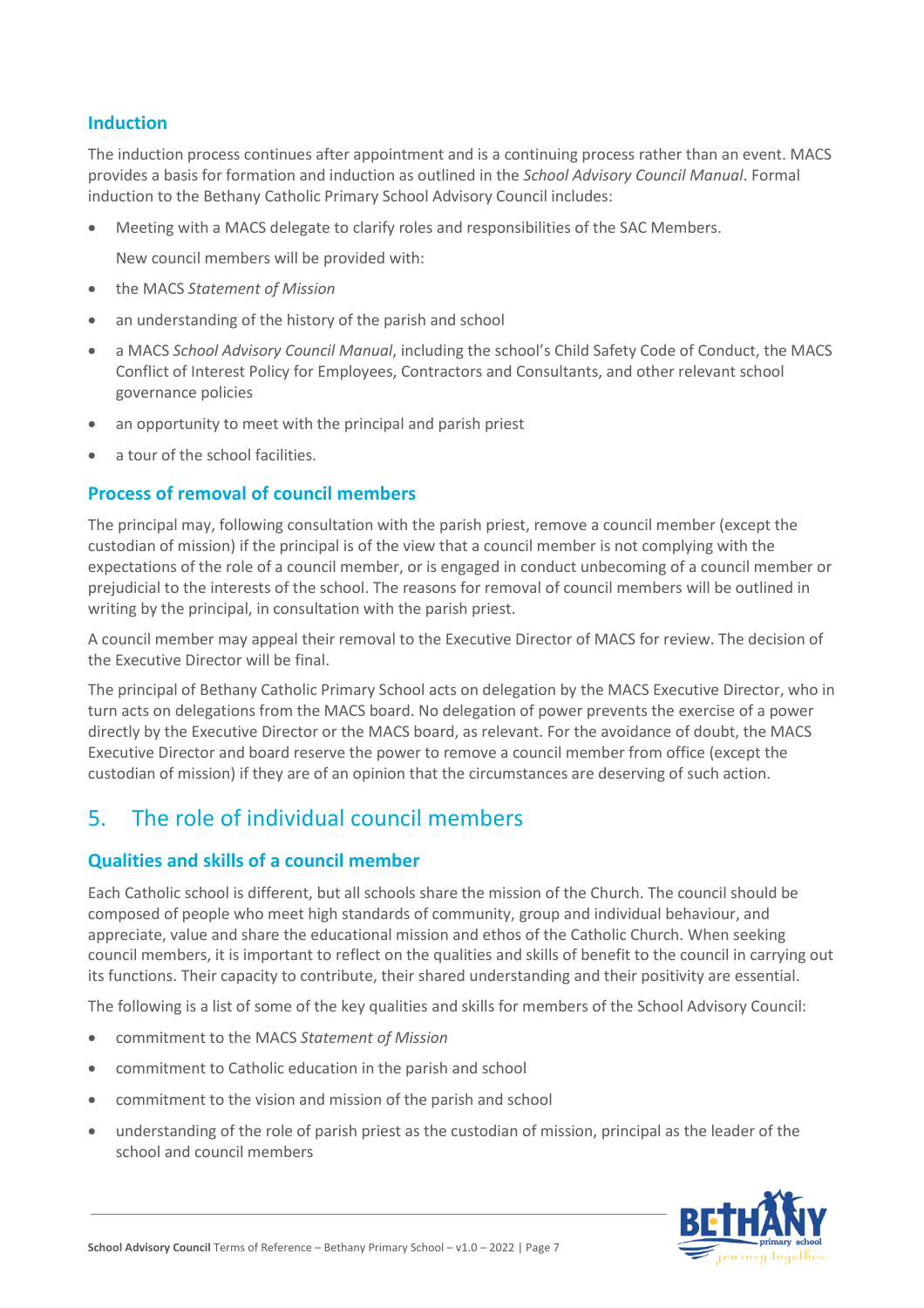### Induction

The induction process continues after appointment and is a continuing process rather than an event. MACS provides a basis for formation and induction as outlined in the *School Advisory Council Manual*. Formal induction to the Bethany Catholic Primary School Advisory Council includes:

- Meeting with a MACS delegate to clarify roles and responsibilities of the SAC Members.

  New council members will be provided with:

- the MACS *Statement of Mission*
- an understanding of the history of the parish and school
- a MACS *School Advisory Council Manual*, including the school's Child Safety Code of Conduct, the MACS Conflict of Interest Policy for Employees, Contractors and Consultants, and other relevant school governance policies
- an opportunity to meet with the principal and parish priest
- a tour of the school facilities.

### Process of removal of council members

The principal may, following consultation with the parish priest, remove a council member (except the custodian of mission) if the principal is of the view that a council member is not complying with the expectations of the role of a council member, or is engaged in conduct unbecoming of a council member or prejudicial to the interests of the school. The reasons for removal of council members will be outlined in writing by the principal, in consultation with the parish priest.

A council member may appeal their removal to the Executive Director of MACS for review. The decision of the Executive Director will be final.

The principal of Bethany Catholic Primary School acts on delegation by the MACS Executive Director, who in turn acts on delegations from the MACS board. No delegation of power prevents the exercise of a power directly by the Executive Director or the MACS board, as relevant. For the avoidance of doubt, the MACS Executive Director and board reserve the power to remove a council member from office (except the custodian of mission) if they are of an opinion that the circumstances are deserving of such action.

## 5. The role of individual council members

### Qualities and skills of a council member

Each Catholic school is different, but all schools share the mission of the Church. The council should be composed of people who meet high standards of community, group and individual behaviour, and appreciate, value and share the educational mission and ethos of the Catholic Church. When seeking council members, it is important to reflect on the qualities and skills of benefit to the council in carrying out its functions. Their capacity to contribute, their shared understanding and their positivity are essential.

The following is a list of some of the key qualities and skills for members of the School Advisory Council:

- commitment to the MACS *Statement of Mission*
- commitment to Catholic education in the parish and school
- commitment to the vision and mission of the parish and school
- understanding of the role of parish priest as the custodian of mission, principal as the leader of the school and council members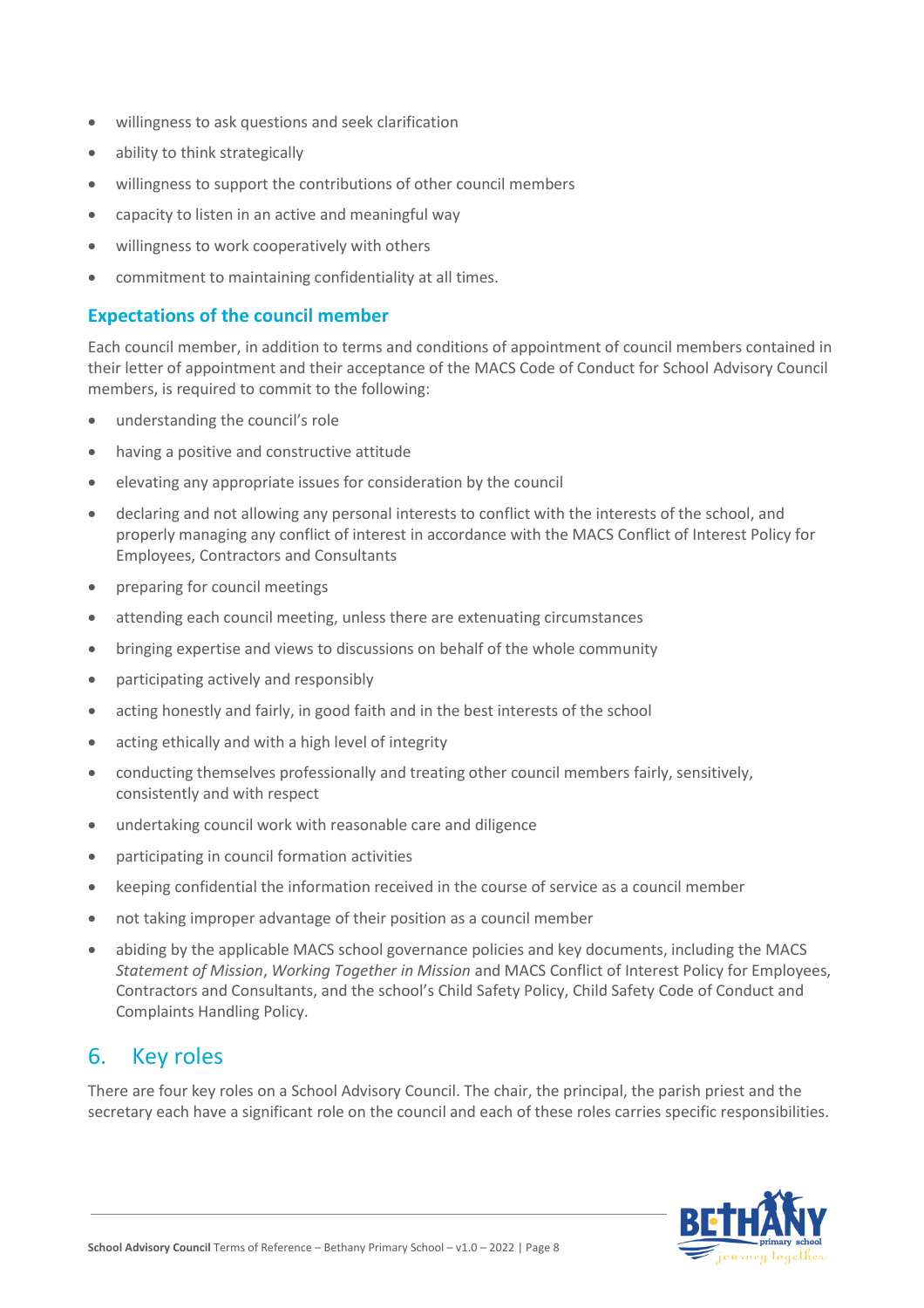- willingness to ask questions and seek clarification
- ability to think strategically
- willingness to support the contributions of other council members
- capacity to listen in an active and meaningful way
- willingness to work cooperatively with others
- commitment to maintaining confidentiality at all times.

### Expectations of the council member

Each council member, in addition to terms and conditions of appointment of council members contained in their letter of appointment and their acceptance of the MACS Code of Conduct for School Advisory Council members, is required to commit to the following:

- understanding the council's role
- having a positive and constructive attitude
- elevating any appropriate issues for consideration by the council
- declaring and not allowing any personal interests to conflict with the interests of the school, and properly managing any conflict of interest in accordance with the MACS Conflict of Interest Policy for Employees, Contractors and Consultants
- preparing for council meetings
- attending each council meeting, unless there are extenuating circumstances
- bringing expertise and views to discussions on behalf of the whole community
- participating actively and responsibly
- acting honestly and fairly, in good faith and in the best interests of the school
- acting ethically and with a high level of integrity
- conducting themselves professionally and treating other council members fairly, sensitively, consistently and with respect
- undertaking council work with reasonable care and diligence
- participating in council formation activities
- keeping confidential the information received in the course of service as a council member
- not taking improper advantage of their position as a council member
- abiding by the applicable MACS school governance policies and key documents, including the MACS *Statement of Mission*, *Working Together in Mission* and MACS Conflict of Interest Policy for Employees, Contractors and Consultants, and the school's Child Safety Policy, Child Safety Code of Conduct and Complaints Handling Policy.

## 6. Key roles

There are four key roles on a School Advisory Council. The chair, the principal, the parish priest and the secretary each have a significant role on the council and each of these roles carries specific responsibilities.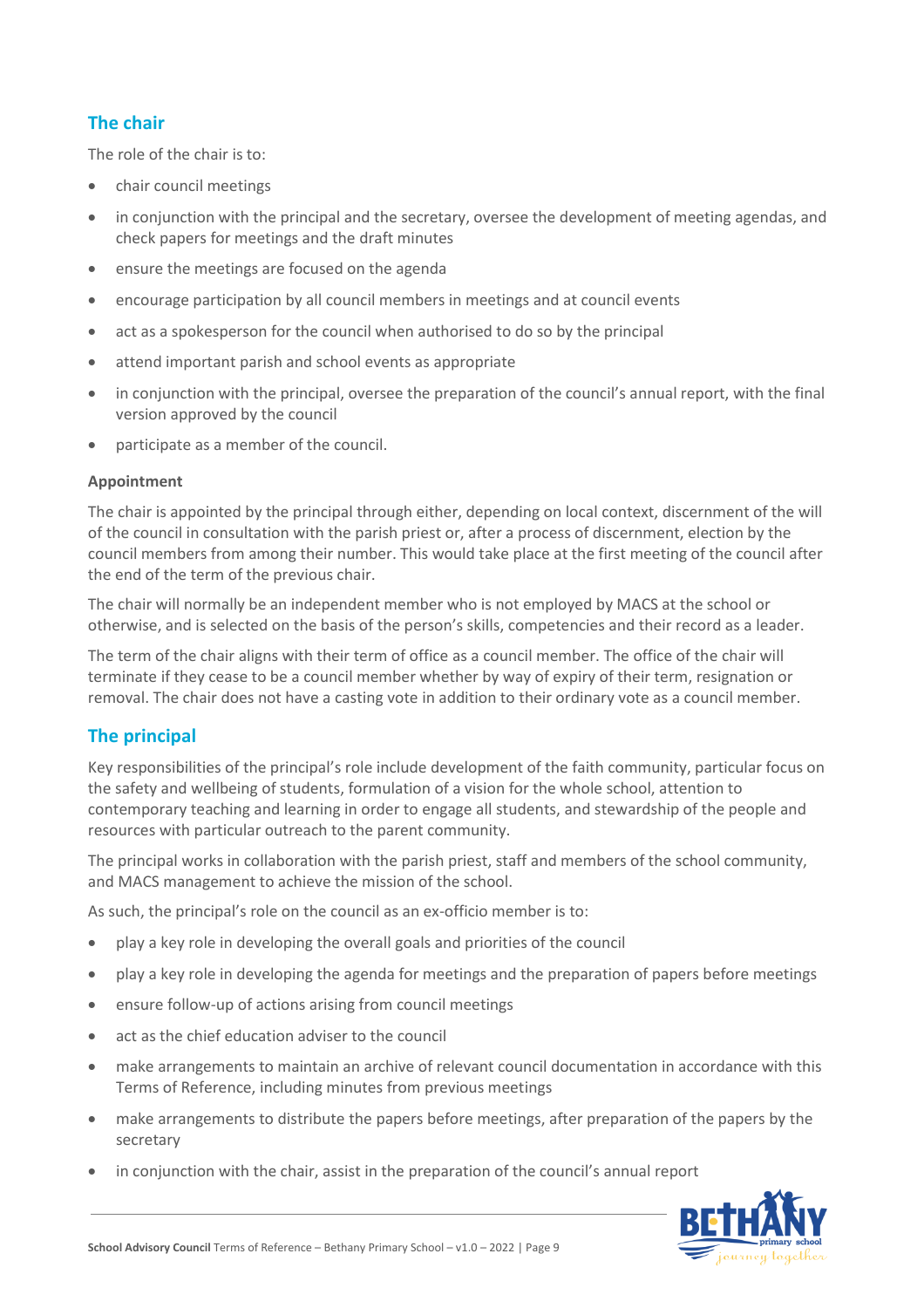## The chair

The role of the chair is to:

- chair council meetings
- in conjunction with the principal and the secretary, oversee the development of meeting agendas, and check papers for meetings and the draft minutes
- ensure the meetings are focused on the agenda
- encourage participation by all council members in meetings and at council events
- act as a spokesperson for the council when authorised to do so by the principal
- attend important parish and school events as appropriate
- in conjunction with the principal, oversee the preparation of the council's annual report, with the final version approved by the council
- participate as a member of the council.

**Appointment**

The chair is appointed by the principal through either, depending on local context, discernment of the will of the council in consultation with the parish priest or, after a process of discernment, election by the council members from among their number. This would take place at the first meeting of the council after the end of the term of the previous chair.

The chair will normally be an independent member who is not employed by MACS at the school or otherwise, and is selected on the basis of the person's skills, competencies and their record as a leader.

The term of the chair aligns with their term of office as a council member. The office of the chair will terminate if they cease to be a council member whether by way of expiry of their term, resignation or removal. The chair does not have a casting vote in addition to their ordinary vote as a council member.

## The principal

Key responsibilities of the principal's role include development of the faith community, particular focus on the safety and wellbeing of students, formulation of a vision for the whole school, attention to contemporary teaching and learning in order to engage all students, and stewardship of the people and resources with particular outreach to the parent community.

The principal works in collaboration with the parish priest, staff and members of the school community, and MACS management to achieve the mission of the school.

As such, the principal's role on the council as an ex-officio member is to:

- play a key role in developing the overall goals and priorities of the council
- play a key role in developing the agenda for meetings and the preparation of papers before meetings
- ensure follow-up of actions arising from council meetings
- act as the chief education adviser to the council
- make arrangements to maintain an archive of relevant council documentation in accordance with this Terms of Reference, including minutes from previous meetings
- make arrangements to distribute the papers before meetings, after preparation of the papers by the secretary
- in conjunction with the chair, assist in the preparation of the council's annual report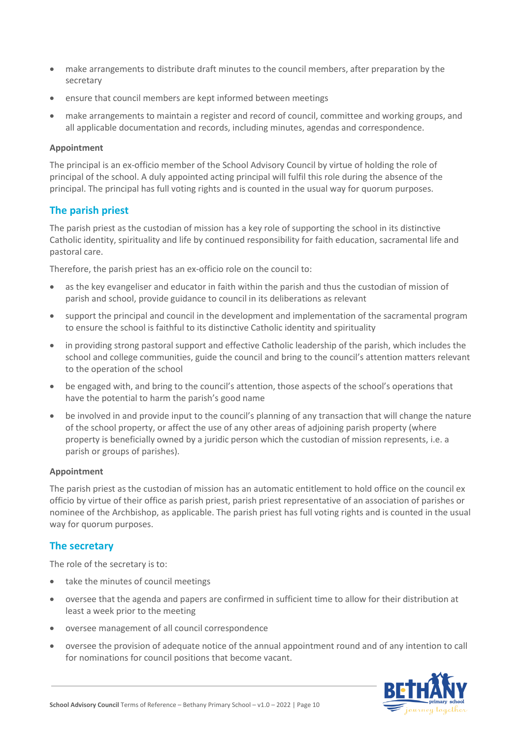- make arrangements to distribute draft minutes to the council members, after preparation by the secretary
- ensure that council members are kept informed between meetings
- make arrangements to maintain a register and record of council, committee and working groups, and all applicable documentation and records, including minutes, agendas and correspondence.

**Appointment**

The principal is an ex-officio member of the School Advisory Council by virtue of holding the role of principal of the school. A duly appointed acting principal will fulfil this role during the absence of the principal. The principal has full voting rights and is counted in the usual way for quorum purposes.

## The parish priest

The parish priest as the custodian of mission has a key role of supporting the school in its distinctive Catholic identity, spirituality and life by continued responsibility for faith education, sacramental life and pastoral care.

Therefore, the parish priest has an ex-officio role on the council to:

- as the key evangeliser and educator in faith within the parish and thus the custodian of mission of parish and school, provide guidance to council in its deliberations as relevant
- support the principal and council in the development and implementation of the sacramental program to ensure the school is faithful to its distinctive Catholic identity and spirituality
- in providing strong pastoral support and effective Catholic leadership of the parish, which includes the school and college communities, guide the council and bring to the council's attention matters relevant to the operation of the school
- be engaged with, and bring to the council's attention, those aspects of the school's operations that have the potential to harm the parish's good name
- be involved in and provide input to the council's planning of any transaction that will change the nature of the school property, or affect the use of any other areas of adjoining parish property (where property is beneficially owned by a juridic person which the custodian of mission represents, i.e. a parish or groups of parishes).

**Appointment**

The parish priest as the custodian of mission has an automatic entitlement to hold office on the council ex officio by virtue of their office as parish priest, parish priest representative of an association of parishes or nominee of the Archbishop, as applicable. The parish priest has full voting rights and is counted in the usual way for quorum purposes.

## The secretary

The role of the secretary is to:

- take the minutes of council meetings
- oversee that the agenda and papers are confirmed in sufficient time to allow for their distribution at least a week prior to the meeting
- oversee management of all council correspondence
- oversee the provision of adequate notice of the annual appointment round and of any intention to call for nominations for council positions that become vacant.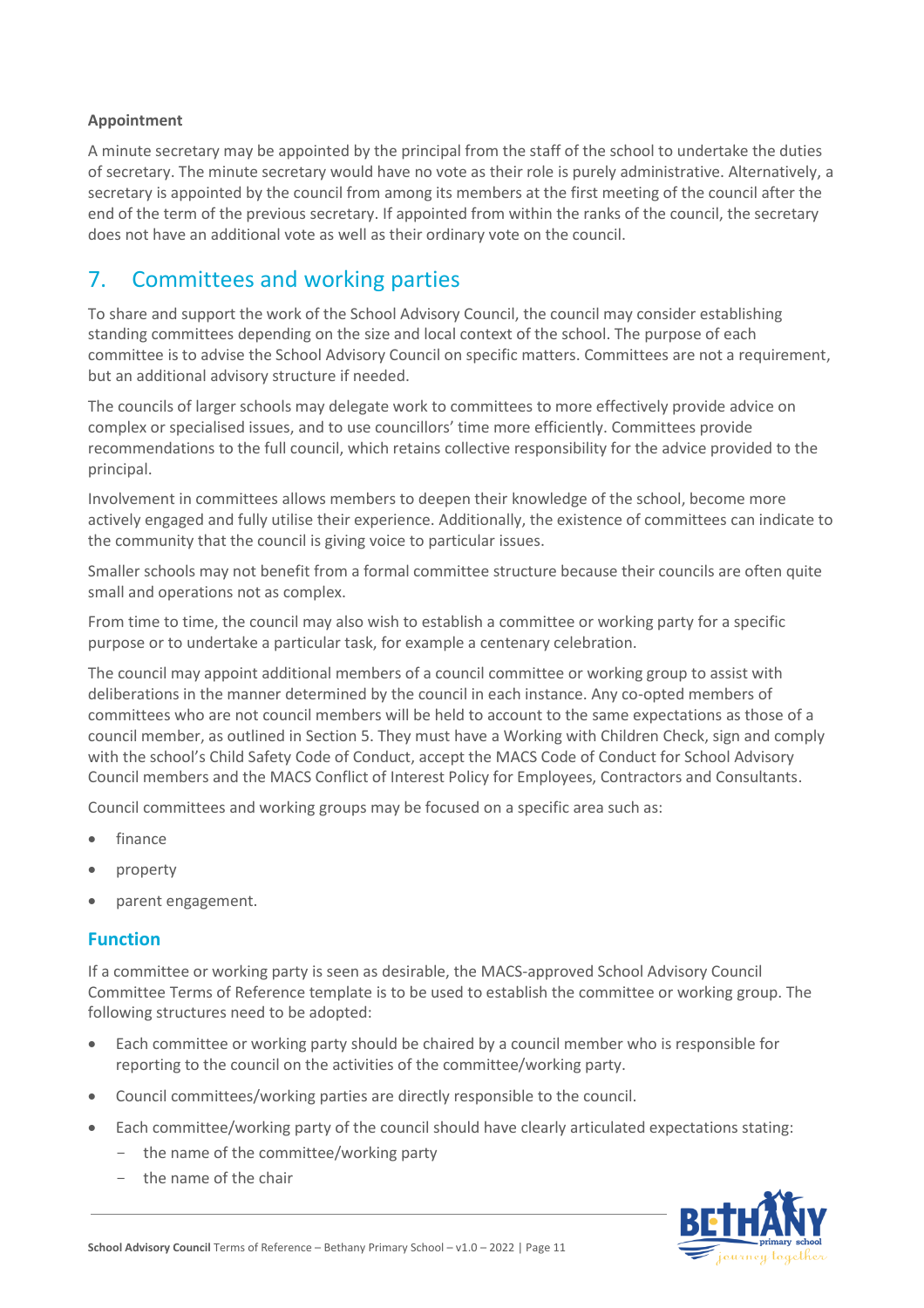**Appointment**

A minute secretary may be appointed by the principal from the staff of the school to undertake the duties of secretary. The minute secretary would have no vote as their role is purely administrative. Alternatively, a secretary is appointed by the council from among its members at the first meeting of the council after the end of the term of the previous secretary. If appointed from within the ranks of the council, the secretary does not have an additional vote as well as their ordinary vote on the council.

## 7. Committees and working parties

To share and support the work of the School Advisory Council, the council may consider establishing standing committees depending on the size and local context of the school. The purpose of each committee is to advise the School Advisory Council on specific matters. Committees are not a requirement, but an additional advisory structure if needed.

The councils of larger schools may delegate work to committees to more effectively provide advice on complex or specialised issues, and to use councillors' time more efficiently. Committees provide recommendations to the full council, which retains collective responsibility for the advice provided to the principal.

Involvement in committees allows members to deepen their knowledge of the school, become more actively engaged and fully utilise their experience. Additionally, the existence of committees can indicate to the community that the council is giving voice to particular issues.

Smaller schools may not benefit from a formal committee structure because their councils are often quite small and operations not as complex.

From time to time, the council may also wish to establish a committee or working party for a specific purpose or to undertake a particular task, for example a centenary celebration.

The council may appoint additional members of a council committee or working group to assist with deliberations in the manner determined by the council in each instance. Any co-opted members of committees who are not council members will be held to account to the same expectations as those of a council member, as outlined in Section 5. They must have a Working with Children Check, sign and comply with the school's Child Safety Code of Conduct, accept the MACS Code of Conduct for School Advisory Council members and the MACS Conflict of Interest Policy for Employees, Contractors and Consultants.

Council committees and working groups may be focused on a specific area such as:

- finance
- property
- parent engagement.

### Function

If a committee or working party is seen as desirable, the MACS-approved School Advisory Council Committee Terms of Reference template is to be used to establish the committee or working group. The following structures need to be adopted:

- Each committee or working party should be chaired by a council member who is responsible for reporting to the council on the activities of the committee/working party.
- Council committees/working parties are directly responsible to the council.
- Each committee/working party of the council should have clearly articulated expectations stating:
  - the name of the committee/working party
  - the name of the chair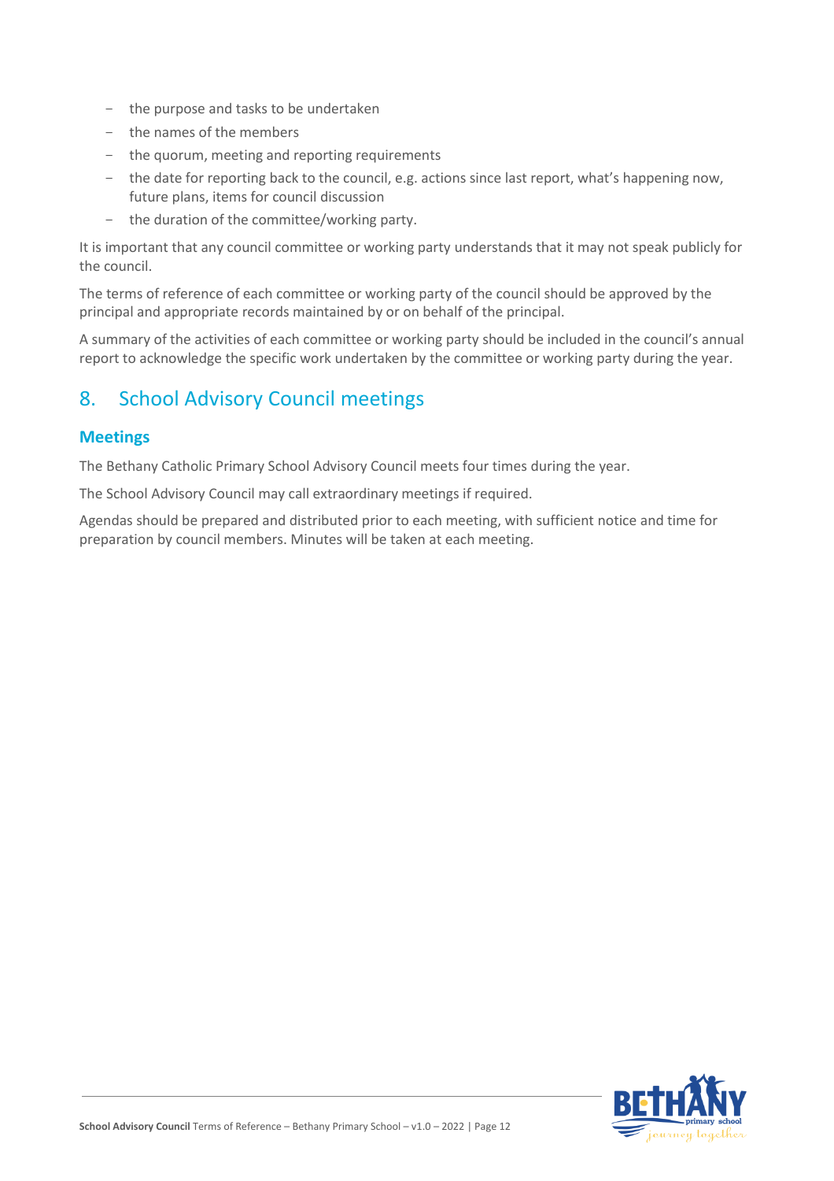- the purpose and tasks to be undertaken
- the names of the members
- the quorum, meeting and reporting requirements
- the date for reporting back to the council, e.g. actions since last report, what's happening now, future plans, items for council discussion
- the duration of the committee/working party.

It is important that any council committee or working party understands that it may not speak publicly for the council.

The terms of reference of each committee or working party of the council should be approved by the principal and appropriate records maintained by or on behalf of the principal.

A summary of the activities of each committee or working party should be included in the council's annual report to acknowledge the specific work undertaken by the committee or working party during the year.

## 8. School Advisory Council meetings

### Meetings

The Bethany Catholic Primary School Advisory Council meets four times during the year.

The School Advisory Council may call extraordinary meetings if required.

Agendas should be prepared and distributed prior to each meeting, with sufficient notice and time for preparation by council members. Minutes will be taken at each meeting.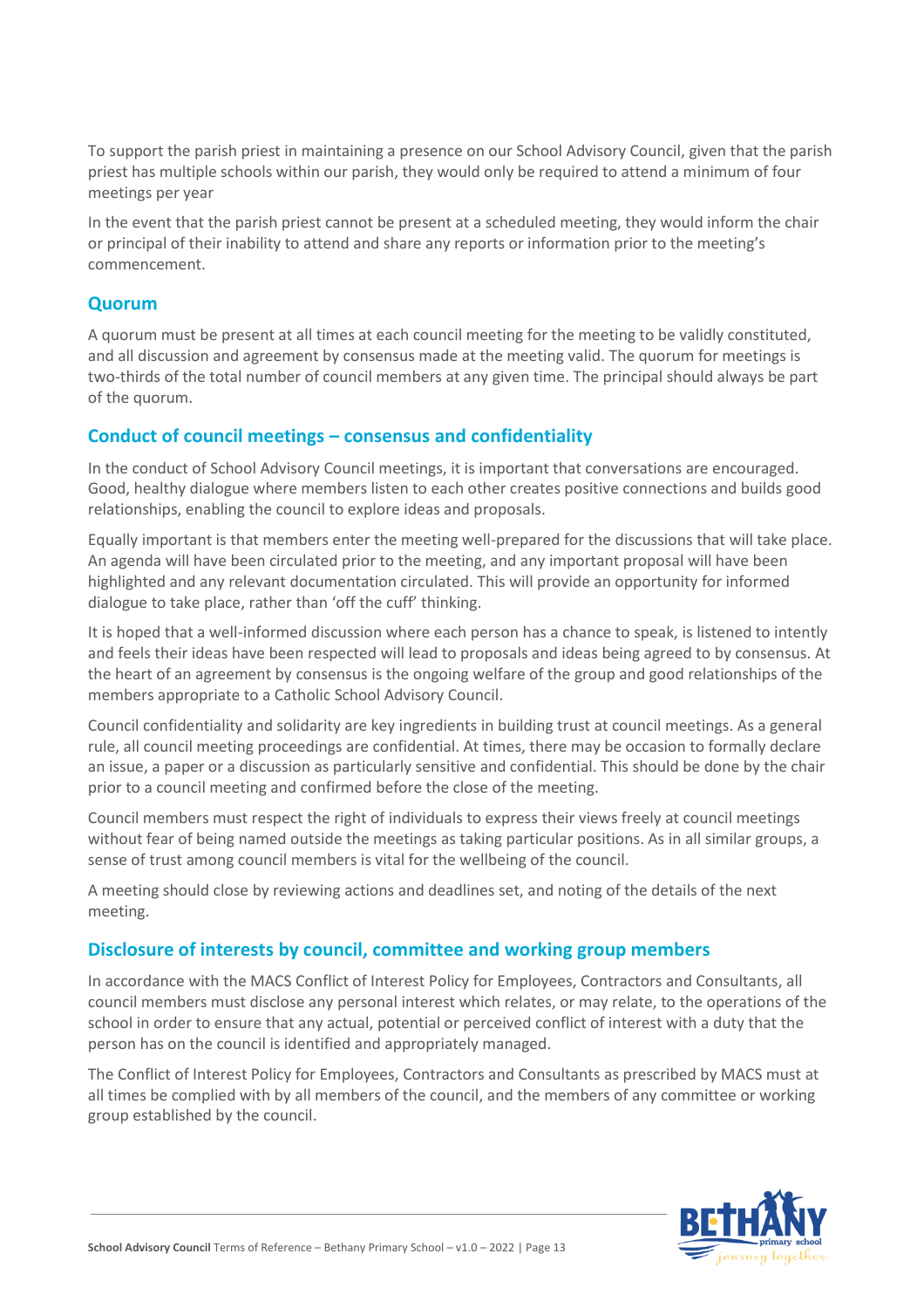To support the parish priest in maintaining a presence on our School Advisory Council, given that the parish priest has multiple schools within our parish, they would only be required to attend a minimum of four meetings per year

In the event that the parish priest cannot be present at a scheduled meeting, they would inform the chair or principal of their inability to attend and share any reports or information prior to the meeting's commencement.

## Quorum

A quorum must be present at all times at each council meeting for the meeting to be validly constituted, and all discussion and agreement by consensus made at the meeting valid. The quorum for meetings is two-thirds of the total number of council members at any given time. The principal should always be part of the quorum.

## Conduct of council meetings – consensus and confidentiality

In the conduct of School Advisory Council meetings, it is important that conversations are encouraged. Good, healthy dialogue where members listen to each other creates positive connections and builds good relationships, enabling the council to explore ideas and proposals.

Equally important is that members enter the meeting well-prepared for the discussions that will take place. An agenda will have been circulated prior to the meeting, and any important proposal will have been highlighted and any relevant documentation circulated. This will provide an opportunity for informed dialogue to take place, rather than 'off the cuff' thinking.

It is hoped that a well-informed discussion where each person has a chance to speak, is listened to intently and feels their ideas have been respected will lead to proposals and ideas being agreed to by consensus. At the heart of an agreement by consensus is the ongoing welfare of the group and good relationships of the members appropriate to a Catholic School Advisory Council.

Council confidentiality and solidarity are key ingredients in building trust at council meetings. As a general rule, all council meeting proceedings are confidential. At times, there may be occasion to formally declare an issue, a paper or a discussion as particularly sensitive and confidential. This should be done by the chair prior to a council meeting and confirmed before the close of the meeting.

Council members must respect the right of individuals to express their views freely at council meetings without fear of being named outside the meetings as taking particular positions. As in all similar groups, a sense of trust among council members is vital for the wellbeing of the council.

A meeting should close by reviewing actions and deadlines set, and noting of the details of the next meeting.

## Disclosure of interests by council, committee and working group members

In accordance with the MACS Conflict of Interest Policy for Employees, Contractors and Consultants, all council members must disclose any personal interest which relates, or may relate, to the operations of the school in order to ensure that any actual, potential or perceived conflict of interest with a duty that the person has on the council is identified and appropriately managed.

The Conflict of Interest Policy for Employees, Contractors and Consultants as prescribed by MACS must at all times be complied with by all members of the council, and the members of any committee or working group established by the council.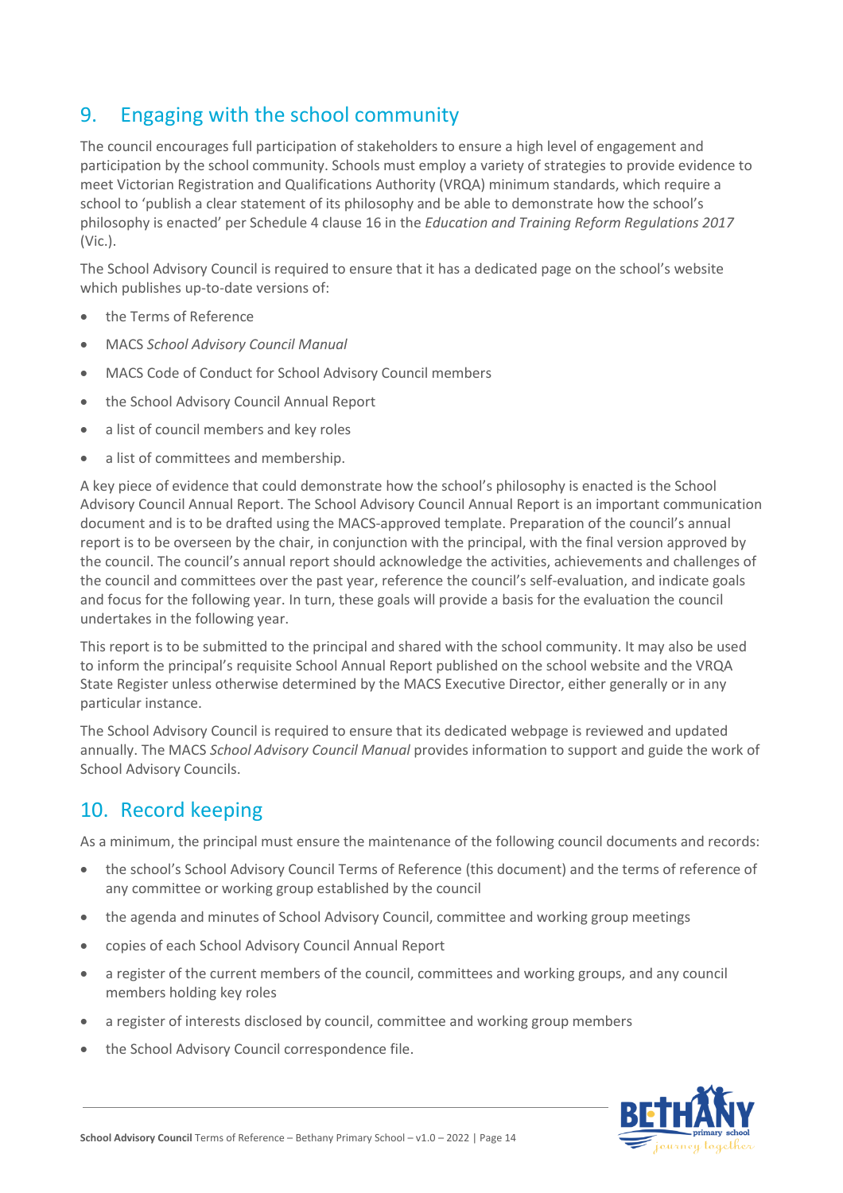## 9. Engaging with the school community

The council encourages full participation of stakeholders to ensure a high level of engagement and participation by the school community. Schools must employ a variety of strategies to provide evidence to meet Victorian Registration and Qualifications Authority (VRQA) minimum standards, which require a school to 'publish a clear statement of its philosophy and be able to demonstrate how the school's philosophy is enacted' per Schedule 4 clause 16 in the *Education and Training Reform Regulations 2017* (Vic.).

The School Advisory Council is required to ensure that it has a dedicated page on the school's website which publishes up-to-date versions of:

- the Terms of Reference
- MACS *School Advisory Council Manual*
- MACS Code of Conduct for School Advisory Council members
- the School Advisory Council Annual Report
- a list of council members and key roles
- a list of committees and membership.

A key piece of evidence that could demonstrate how the school's philosophy is enacted is the School Advisory Council Annual Report. The School Advisory Council Annual Report is an important communication document and is to be drafted using the MACS-approved template. Preparation of the council's annual report is to be overseen by the chair, in conjunction with the principal, with the final version approved by the council. The council's annual report should acknowledge the activities, achievements and challenges of the council and committees over the past year, reference the council's self-evaluation, and indicate goals and focus for the following year. In turn, these goals will provide a basis for the evaluation the council undertakes in the following year.

This report is to be submitted to the principal and shared with the school community. It may also be used to inform the principal's requisite School Annual Report published on the school website and the VRQA State Register unless otherwise determined by the MACS Executive Director, either generally or in any particular instance.

The School Advisory Council is required to ensure that its dedicated webpage is reviewed and updated annually. The MACS *School Advisory Council Manual* provides information to support and guide the work of School Advisory Councils.

## 10. Record keeping

As a minimum, the principal must ensure the maintenance of the following council documents and records:

- the school's School Advisory Council Terms of Reference (this document) and the terms of reference of any committee or working group established by the council
- the agenda and minutes of School Advisory Council, committee and working group meetings
- copies of each School Advisory Council Annual Report
- a register of the current members of the council, committees and working groups, and any council members holding key roles
- a register of interests disclosed by council, committee and working group members
- the School Advisory Council correspondence file.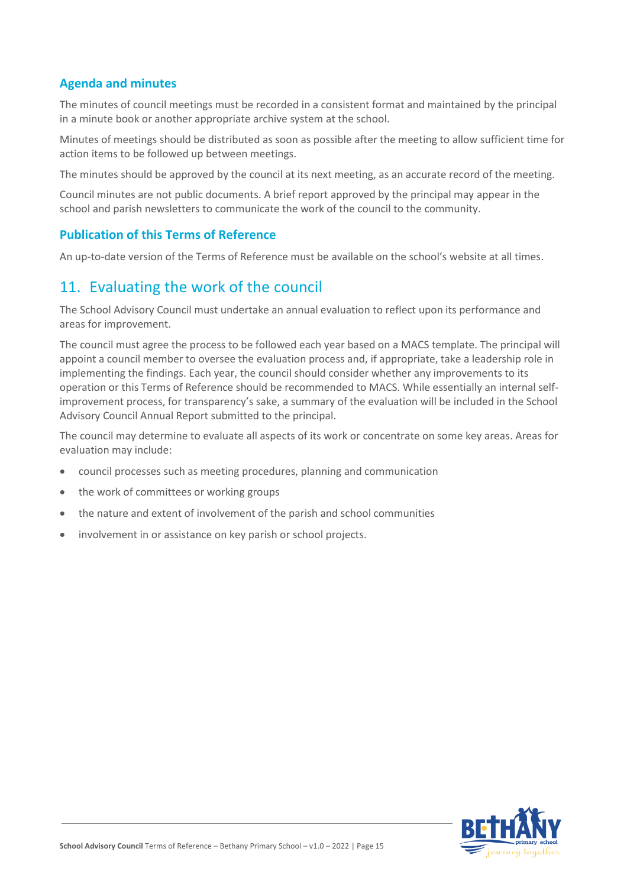### Agenda and minutes

The minutes of council meetings must be recorded in a consistent format and maintained by the principal in a minute book or another appropriate archive system at the school.

Minutes of meetings should be distributed as soon as possible after the meeting to allow sufficient time for action items to be followed up between meetings.

The minutes should be approved by the council at its next meeting, as an accurate record of the meeting.

Council minutes are not public documents. A brief report approved by the principal may appear in the school and parish newsletters to communicate the work of the council to the community.

### Publication of this Terms of Reference

An up-to-date version of the Terms of Reference must be available on the school's website at all times.

## 11. Evaluating the work of the council

The School Advisory Council must undertake an annual evaluation to reflect upon its performance and areas for improvement.

The council must agree the process to be followed each year based on a MACS template. The principal will appoint a council member to oversee the evaluation process and, if appropriate, take a leadership role in implementing the findings. Each year, the council should consider whether any improvements to its operation or this Terms of Reference should be recommended to MACS. While essentially an internal self-improvement process, for transparency's sake, a summary of the evaluation will be included in the School Advisory Council Annual Report submitted to the principal.

The council may determine to evaluate all aspects of its work or concentrate on some key areas. Areas for evaluation may include:

- council processes such as meeting procedures, planning and communication
- the work of committees or working groups
- the nature and extent of involvement of the parish and school communities
- involvement in or assistance on key parish or school projects.